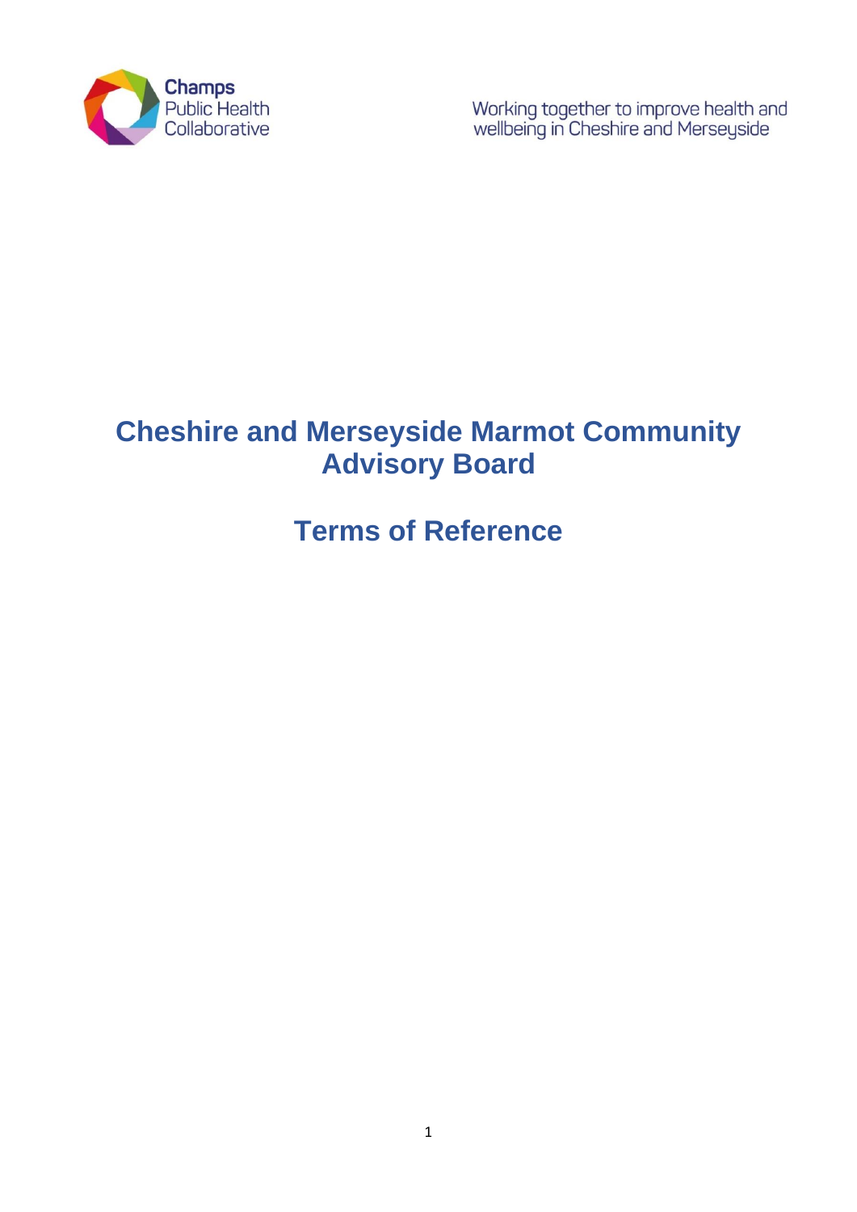Champs Public Health Collaborative

Working together to improve health and wellbeing in Cheshire and Merseyside

# Cheshire and Merseyside Marmot Community Advisory Board

# Terms of Reference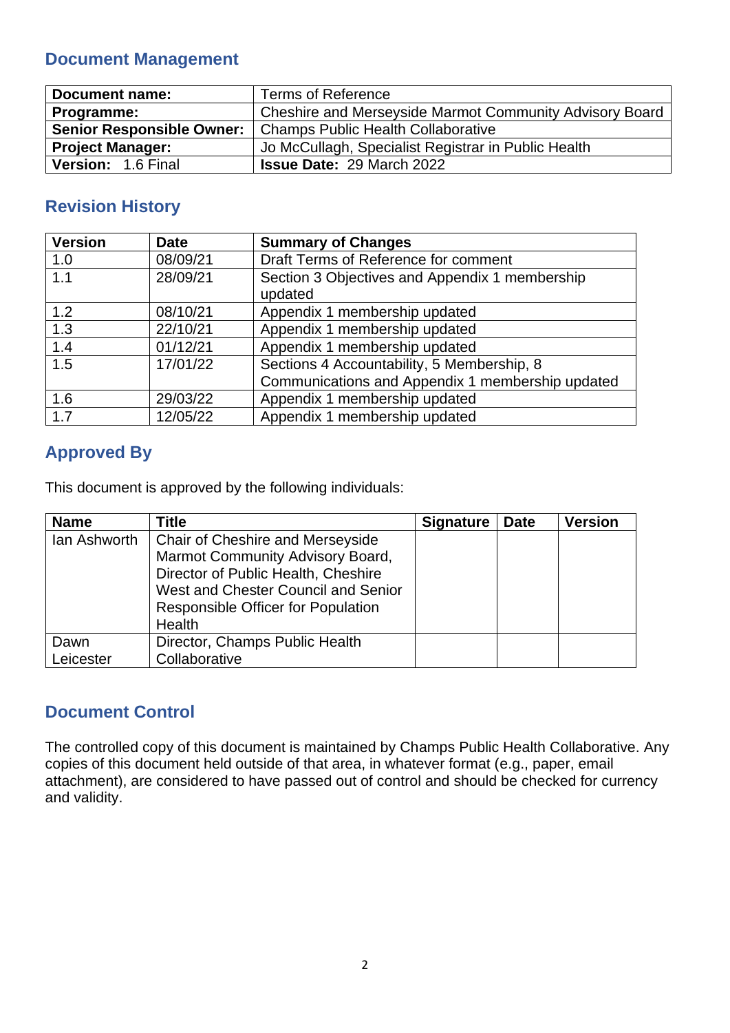## Document Management

| **Document name:** | Terms of Reference |
|---|---|
| **Programme:** | Cheshire and Merseyside Marmot Community Advisory Board |
| **Senior Responsible Owner:** | Champs Public Health Collaborative |
| **Project Manager:** | Jo McCullagh, Specialist Registrar in Public Health |
| **Version:** 1.6 Final | **Issue Date:** 29 March 2022 |

## Revision History

| Version | Date | Summary of Changes |
|---|---|---|
| 1.0 | 08/09/21 | Draft Terms of Reference for comment |
| 1.1 | 28/09/21 | Section 3 Objectives and Appendix 1 membership updated |
| 1.2 | 08/10/21 | Appendix 1 membership updated |
| 1.3 | 22/10/21 | Appendix 1 membership updated |
| 1.4 | 01/12/21 | Appendix 1 membership updated |
| 1.5 | 17/01/22 | Sections 4 Accountability, 5 Membership, 8 Communications and Appendix 1 membership updated |
| 1.6 | 29/03/22 | Appendix 1 membership updated |
| 1.7 | 12/05/22 | Appendix 1 membership updated |

## Approved By

This document is approved by the following individuals:

| Name | Title | Signature | Date | Version |
|---|---|---|---|---|
| Ian Ashworth | Chair of Cheshire and Merseyside Marmot Community Advisory Board, Director of Public Health, Cheshire West and Chester Council and Senior Responsible Officer for Population Health | | | |
| Dawn Leicester | Director, Champs Public Health Collaborative | | | |

## Document Control

The controlled copy of this document is maintained by Champs Public Health Collaborative. Any copies of this document held outside of that area, in whatever format (e.g., paper, email attachment), are considered to have passed out of control and should be checked for currency and validity.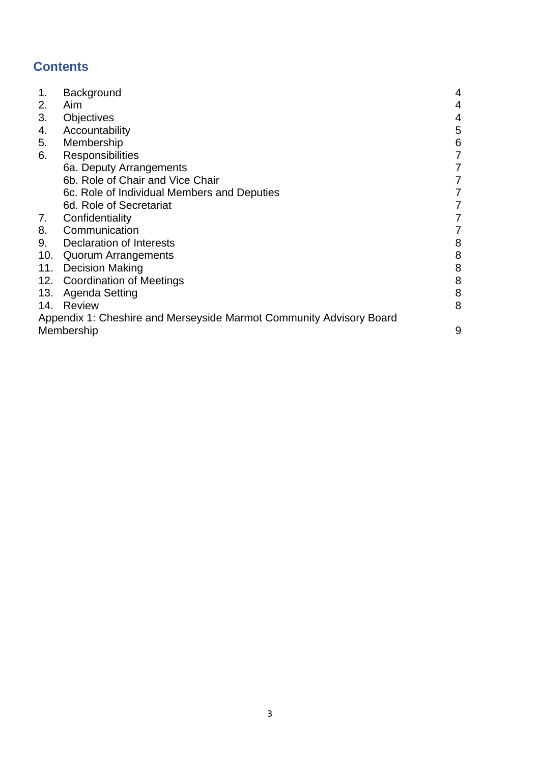## Contents

| | | |
|---|---|---|
| 1. | Background | 4 |
| 2. | Aim | 4 |
| 3. | Objectives | 4 |
| 4. | Accountability | 5 |
| 5. | Membership | 6 |
| 6. | Responsibilities | 7 |
| | 6a. Deputy Arrangements | 7 |
| | 6b. Role of Chair and Vice Chair | 7 |
| | 6c. Role of Individual Members and Deputies | 7 |
| | 6d. Role of Secretariat | 7 |
| 7. | Confidentiality | 7 |
| 8. | Communication | 7 |
| 9. | Declaration of Interests | 8 |
| 10. | Quorum Arrangements | 8 |
| 11. | Decision Making | 8 |
| 12. | Coordination of Meetings | 8 |
| 13. | Agenda Setting | 8 |
| 14. | Review | 8 |
| Appendix 1: Cheshire and Merseyside Marmot Community Advisory Board Membership | | 9 |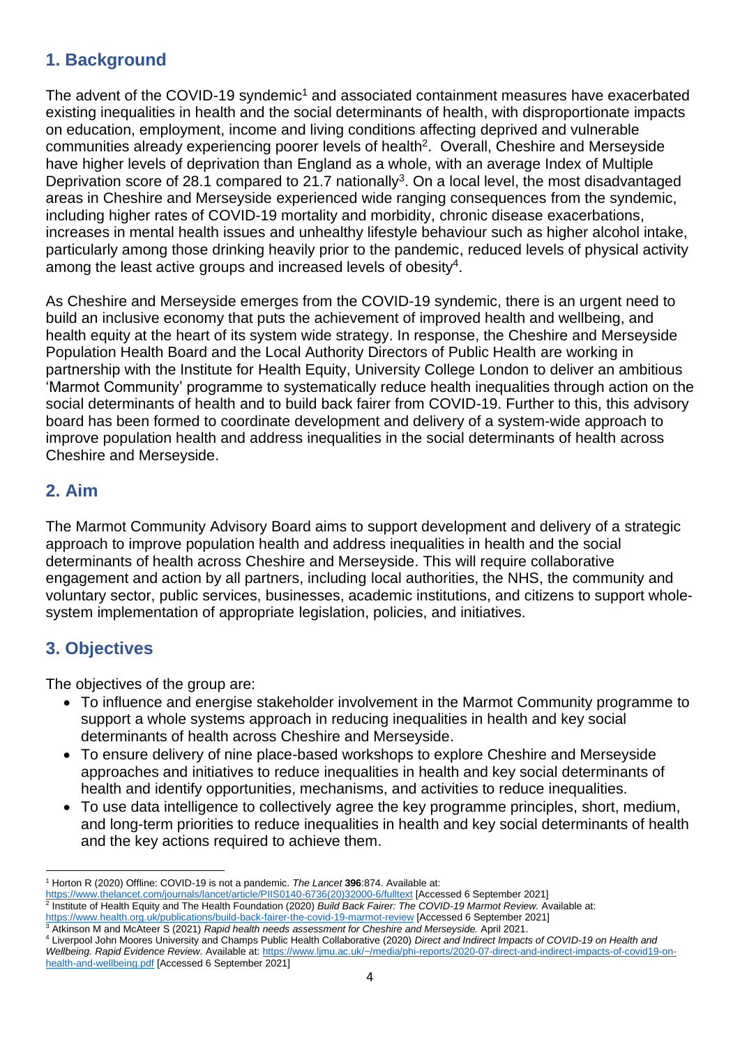## 1. Background

The advent of the COVID-19 syndemic[1] and associated containment measures have exacerbated existing inequalities in health and the social determinants of health, with disproportionate impacts on education, employment, income and living conditions affecting deprived and vulnerable communities already experiencing poorer levels of health[2]. Overall, Cheshire and Merseyside have higher levels of deprivation than England as a whole, with an average Index of Multiple Deprivation score of 28.1 compared to 21.7 nationally[3]. On a local level, the most disadvantaged areas in Cheshire and Merseyside experienced wide ranging consequences from the syndemic, including higher rates of COVID-19 mortality and morbidity, chronic disease exacerbations, increases in mental health issues and unhealthy lifestyle behaviour such as higher alcohol intake, particularly among those drinking heavily prior to the pandemic, reduced levels of physical activity among the least active groups and increased levels of obesity[4].

As Cheshire and Merseyside emerges from the COVID-19 syndemic, there is an urgent need to build an inclusive economy that puts the achievement of improved health and wellbeing, and health equity at the heart of its system wide strategy. In response, the Cheshire and Merseyside Population Health Board and the Local Authority Directors of Public Health are working in partnership with the Institute for Health Equity, University College London to deliver an ambitious 'Marmot Community' programme to systematically reduce health inequalities through action on the social determinants of health and to build back fairer from COVID-19. Further to this, this advisory board has been formed to coordinate development and delivery of a system-wide approach to improve population health and address inequalities in the social determinants of health across Cheshire and Merseyside.

## 2. Aim

The Marmot Community Advisory Board aims to support development and delivery of a strategic approach to improve population health and address inequalities in health and the social determinants of health across Cheshire and Merseyside. This will require collaborative engagement and action by all partners, including local authorities, the NHS, the community and voluntary sector, public services, businesses, academic institutions, and citizens to support whole-system implementation of appropriate legislation, policies, and initiatives.

## 3. Objectives

The objectives of the group are:

- To influence and energise stakeholder involvement in the Marmot Community programme to support a whole systems approach in reducing inequalities in health and key social determinants of health across Cheshire and Merseyside.
- To ensure delivery of nine place-based workshops to explore Cheshire and Merseyside approaches and initiatives to reduce inequalities in health and key social determinants of health and identify opportunities, mechanisms, and activities to reduce inequalities.
- To use data intelligence to collectively agree the key programme principles, short, medium, and long-term priorities to reduce inequalities in health and key social determinants of health and the key actions required to achieve them.

---

[1] Horton R (2020) Offline: COVID-19 is not a pandemic. *The Lancet* **396**:874. Available at: https://www.thelancet.com/journals/lancet/article/PIIS0140-6736(20)32000-6/fulltext [Accessed 6 September 2021]

[2] Institute of Health Equity and The Health Foundation (2020) *Build Back Fairer: The COVID-19 Marmot Review.* Available at: https://www.health.org.uk/publications/build-back-fairer-the-covid-19-marmot-review [Accessed 6 September 2021]

[3] Atkinson M and McAteer S (2021) *Rapid health needs assessment for Cheshire and Merseyside.* April 2021.

[4] Liverpool John Moores University and Champs Public Health Collaborative (2020) *Direct and Indirect Impacts of COVID-19 on Health and Wellbeing. Rapid Evidence Review.* Available at: https://www.ljmu.ac.uk/~/media/phi-reports/2020-07-direct-and-indirect-impacts-of-covid19-on-health-and-wellbeing.pdf [Accessed 6 September 2021]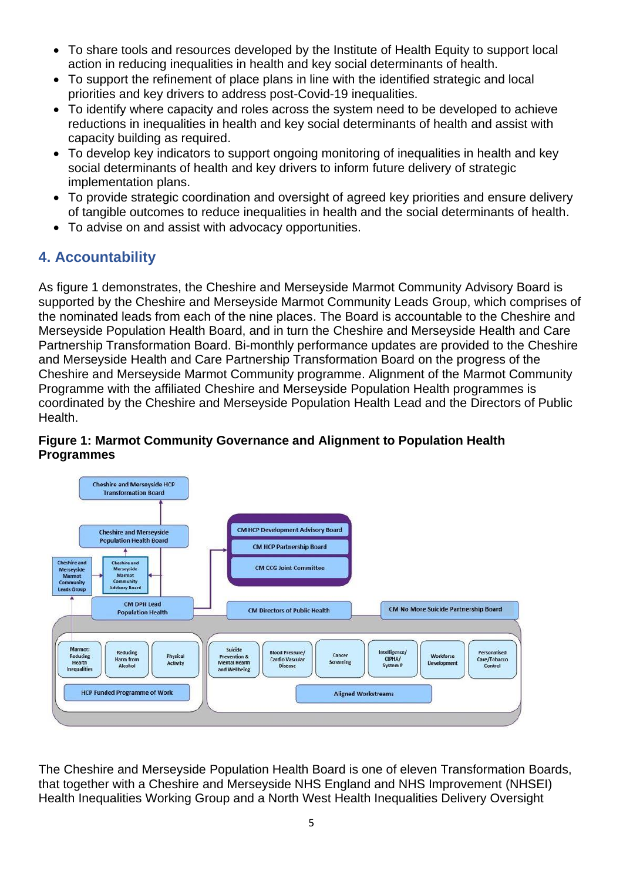- To share tools and resources developed by the Institute of Health Equity to support local action in reducing inequalities in health and key social determinants of health.
- To support the refinement of place plans in line with the identified strategic and local priorities and key drivers to address post-Covid-19 inequalities.
- To identify where capacity and roles across the system need to be developed to achieve reductions in inequalities in health and key social determinants of health and assist with capacity building as required.
- To develop key indicators to support ongoing monitoring of inequalities in health and key social determinants of health and key drivers to inform future delivery of strategic implementation plans.
- To provide strategic coordination and oversight of agreed key priorities and ensure delivery of tangible outcomes to reduce inequalities in health and the social determinants of health.
- To advise on and assist with advocacy opportunities.

## 4. Accountability

As figure 1 demonstrates, the Cheshire and Merseyside Marmot Community Advisory Board is supported by the Cheshire and Merseyside Marmot Community Leads Group, which comprises of the nominated leads from each of the nine places. The Board is accountable to the Cheshire and Merseyside Population Health Board, and in turn the Cheshire and Merseyside Health and Care Partnership Transformation Board. Bi-monthly performance updates are provided to the Cheshire and Merseyside Health and Care Partnership Transformation Board on the progress of the Cheshire and Merseyside Marmot Community programme. Alignment of the Marmot Community Programme with the affiliated Cheshire and Merseyside Population Health programmes is coordinated by the Cheshire and Merseyside Population Health Lead and the Directors of Public Health.

**Figure 1: Marmot Community Governance and Alignment to Population Health Programmes**

Cheshire and Merseyside HCP Transformation Board

Cheshire and Merseyside Population Health Board

Cheshire and Merseyside Marmot Community Leads Group

Cheshire and Merseyside Marmot Community Advisory Board

CM DPH Lead Population Health

CM HCP Development Advisory Board

CM HCP Partnership Board

CM CCG Joint Committee

CM Directors of Public Health

CM No More Suicide Partnership Board

Marmot: Reducing Health Inequalities | Reducing Harm from Alcohol | Physical Activity

HCP Funded Programme of Work

Suicide Prevention & Mental Health and Wellbeing | Blood Pressure/ Cardio Vascular Disease | Cancer Screening | Intelligence/ CIPHA/ System P | Workforce Development | Personalised Care/Tobacco Control

Aligned Workstreams

The Cheshire and Merseyside Population Health Board is one of eleven Transformation Boards, that together with a Cheshire and Merseyside NHS England and NHS Improvement (NHSEI) Health Inequalities Working Group and a North West Health Inequalities Delivery Oversight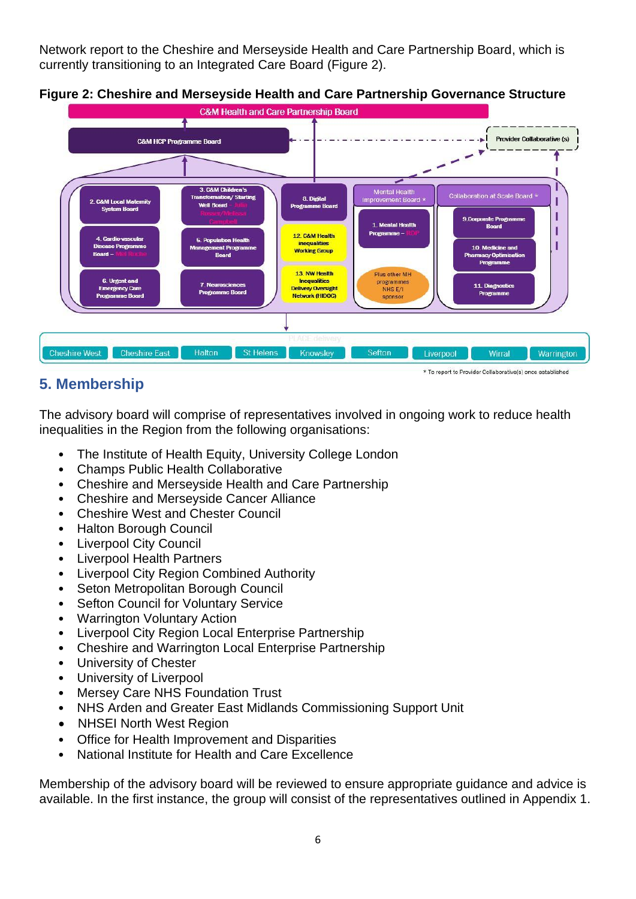Network report to the Cheshire and Merseyside Health and Care Partnership Board, which is currently transitioning to an Integrated Care Board (Figure 2).

**Figure 2: Cheshire and Merseyside Health and Care Partnership Governance Structure**

C&M Health and Care Partnership Board

C&M HCP Programme Board

Provider Collaborative (s)

2. C&M Local Maternity System Board

3. C&M Children's Transformation/ Starting Well Board – Julie Rosser/Melissa Campbell

8. Digital Programme Board

Mental Health Improvement Board *

Collaboration at Scale Board *

4. Cardio-vascular Disease Programme Board – Mel Roche

5. Population Health Management Programme Board

12. C&M Health inequalities Working Group

1. Mental Health Programme – RDP

9. Corporate Programme Board

10. Medicine and Pharmacy Optimisation Programme

6. Urgent and Emergency Care Programme Board

7. Neurosciences Programme Board

13. NW Health Inequalities Delivery Oversight Network (HIDOG)

Plus other MH programmes NHS E/I sponsor

11. Diagnostics Programme

PLACE delivery

Cheshire West | Cheshire East | Halton | St Helens | Knowsley | Sefton | Liverpool | Wirral | Warrington

\* To report to Provider Collaborative(s) once established

## 5. Membership

The advisory board will comprise of representatives involved in ongoing work to reduce health inequalities in the Region from the following organisations:

- The Institute of Health Equity, University College London
- Champs Public Health Collaborative
- Cheshire and Merseyside Health and Care Partnership
- Cheshire and Merseyside Cancer Alliance
- Cheshire West and Chester Council
- Halton Borough Council
- Liverpool City Council
- Liverpool Health Partners
- Liverpool City Region Combined Authority
- Seton Metropolitan Borough Council
- Sefton Council for Voluntary Service
- Warrington Voluntary Action
- Liverpool City Region Local Enterprise Partnership
- Cheshire and Warrington Local Enterprise Partnership
- University of Chester
- University of Liverpool
- Mersey Care NHS Foundation Trust
- NHS Arden and Greater East Midlands Commissioning Support Unit
- NHSEI North West Region
- Office for Health Improvement and Disparities
- National Institute for Health and Care Excellence

Membership of the advisory board will be reviewed to ensure appropriate guidance and advice is available. In the first instance, the group will consist of the representatives outlined in Appendix 1.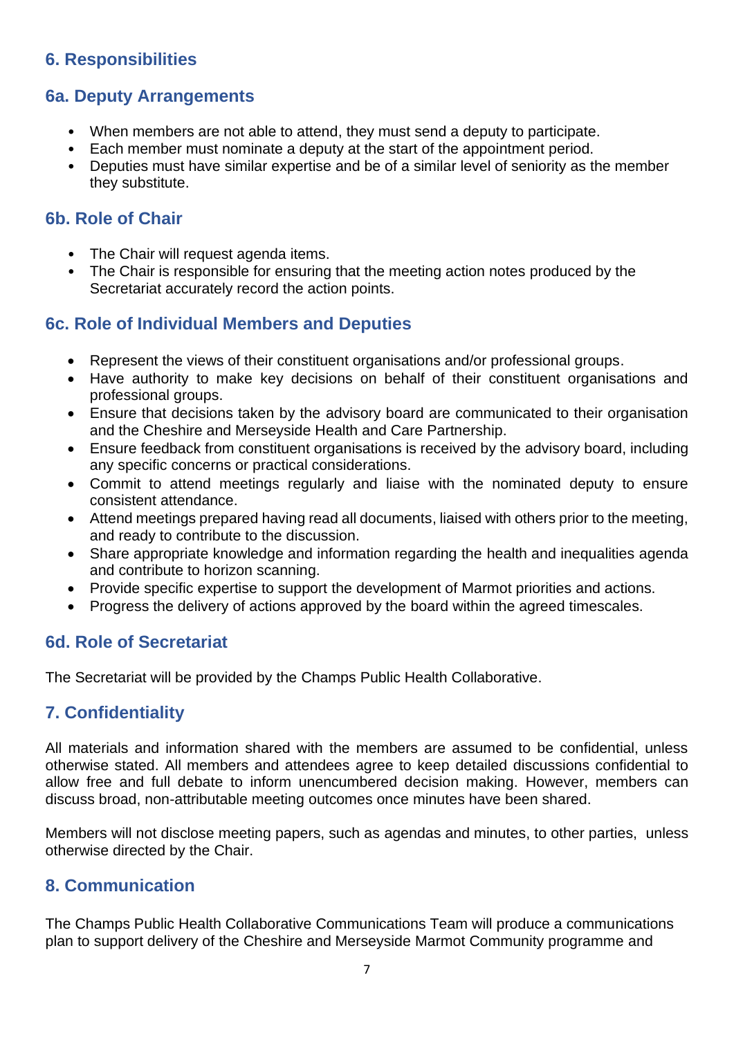## 6. Responsibilities

### 6a. Deputy Arrangements

- When members are not able to attend, they must send a deputy to participate.
- Each member must nominate a deputy at the start of the appointment period.
- Deputies must have similar expertise and be of a similar level of seniority as the member they substitute.

### 6b. Role of Chair

- The Chair will request agenda items.
- The Chair is responsible for ensuring that the meeting action notes produced by the Secretariat accurately record the action points.

### 6c. Role of Individual Members and Deputies

- Represent the views of their constituent organisations and/or professional groups.
- Have authority to make key decisions on behalf of their constituent organisations and professional groups.
- Ensure that decisions taken by the advisory board are communicated to their organisation and the Cheshire and Merseyside Health and Care Partnership.
- Ensure feedback from constituent organisations is received by the advisory board, including any specific concerns or practical considerations.
- Commit to attend meetings regularly and liaise with the nominated deputy to ensure consistent attendance.
- Attend meetings prepared having read all documents, liaised with others prior to the meeting, and ready to contribute to the discussion.
- Share appropriate knowledge and information regarding the health and inequalities agenda and contribute to horizon scanning.
- Provide specific expertise to support the development of Marmot priorities and actions.
- Progress the delivery of actions approved by the board within the agreed timescales.

### 6d. Role of Secretariat

The Secretariat will be provided by the Champs Public Health Collaborative.

## 7. Confidentiality

All materials and information shared with the members are assumed to be confidential, unless otherwise stated. All members and attendees agree to keep detailed discussions confidential to allow free and full debate to inform unencumbered decision making. However, members can discuss broad, non-attributable meeting outcomes once minutes have been shared.

Members will not disclose meeting papers, such as agendas and minutes, to other parties, unless otherwise directed by the Chair.

## 8. Communication

The Champs Public Health Collaborative Communications Team will produce a communications plan to support delivery of the Cheshire and Merseyside Marmot Community programme and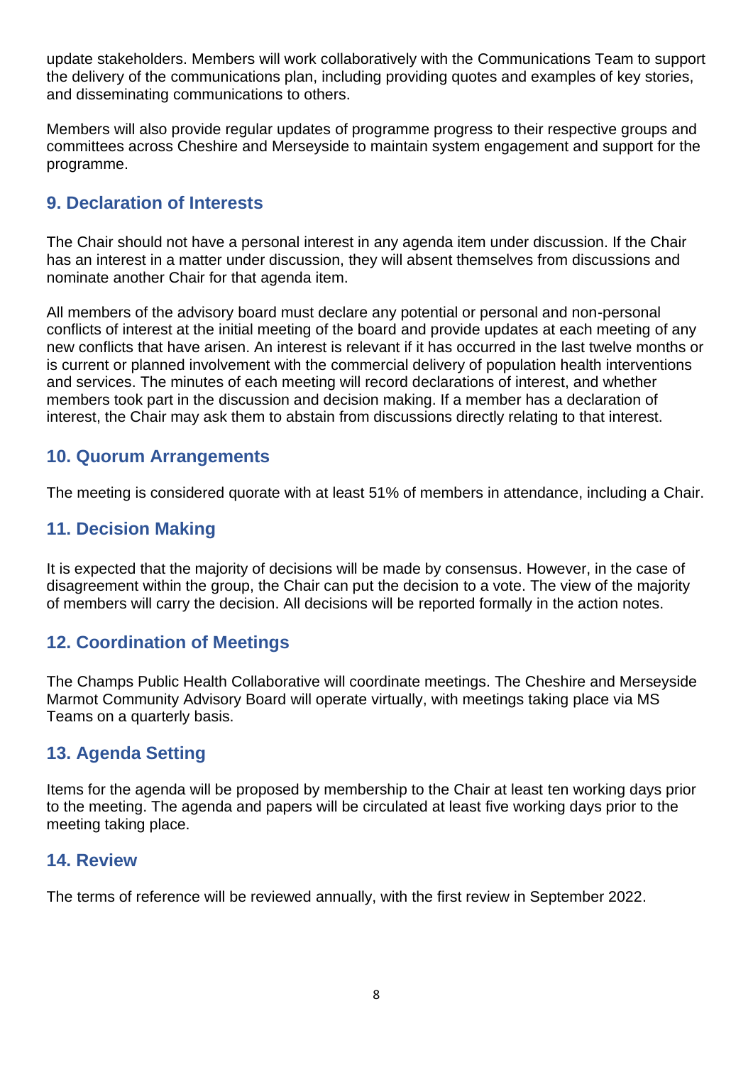update stakeholders. Members will work collaboratively with the Communications Team to support the delivery of the communications plan, including providing quotes and examples of key stories, and disseminating communications to others.

Members will also provide regular updates of programme progress to their respective groups and committees across Cheshire and Merseyside to maintain system engagement and support for the programme.

## 9. Declaration of Interests

The Chair should not have a personal interest in any agenda item under discussion. If the Chair has an interest in a matter under discussion, they will absent themselves from discussions and nominate another Chair for that agenda item.

All members of the advisory board must declare any potential or personal and non-personal conflicts of interest at the initial meeting of the board and provide updates at each meeting of any new conflicts that have arisen. An interest is relevant if it has occurred in the last twelve months or is current or planned involvement with the commercial delivery of population health interventions and services. The minutes of each meeting will record declarations of interest, and whether members took part in the discussion and decision making. If a member has a declaration of interest, the Chair may ask them to abstain from discussions directly relating to that interest.

## 10. Quorum Arrangements

The meeting is considered quorate with at least 51% of members in attendance, including a Chair.

## 11. Decision Making

It is expected that the majority of decisions will be made by consensus. However, in the case of disagreement within the group, the Chair can put the decision to a vote. The view of the majority of members will carry the decision. All decisions will be reported formally in the action notes.

## 12. Coordination of Meetings

The Champs Public Health Collaborative will coordinate meetings. The Cheshire and Merseyside Marmot Community Advisory Board will operate virtually, with meetings taking place via MS Teams on a quarterly basis.

## 13. Agenda Setting

Items for the agenda will be proposed by membership to the Chair at least ten working days prior to the meeting. The agenda and papers will be circulated at least five working days prior to the meeting taking place.

## 14. Review

The terms of reference will be reviewed annually, with the first review in September 2022.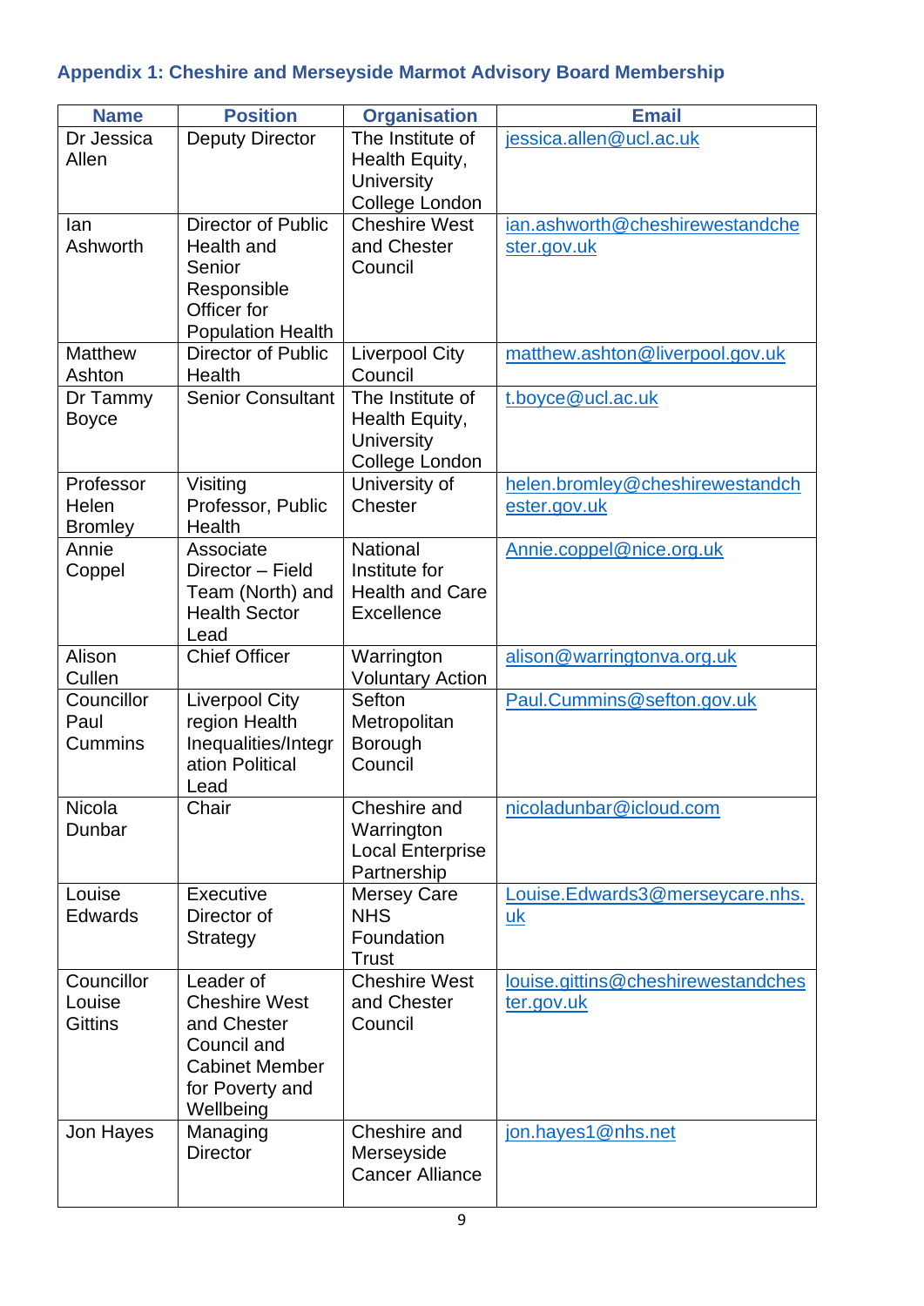### Appendix 1: Cheshire and Merseyside Marmot Advisory Board Membership

| Name | Position | Organisation | Email |
|---|---|---|---|
| Dr Jessica Allen | Deputy Director | The Institute of Health Equity, University College London | jessica.allen@ucl.ac.uk |
| Ian Ashworth | Director of Public Health and Senior Responsible Officer for Population Health | Cheshire West and Chester Council | ian.ashworth@cheshirewestandchester.gov.uk |
| Matthew Ashton | Director of Public Health | Liverpool City Council | matthew.ashton@liverpool.gov.uk |
| Dr Tammy Boyce | Senior Consultant | The Institute of Health Equity, University College London | t.boyce@ucl.ac.uk |
| Professor Helen Bromley | Visiting Professor, Public Health | University of Chester | helen.bromley@cheshirewestandchester.gov.uk |
| Annie Coppel | Associate Director – Field Team (North) and Health Sector Lead | National Institute for Health and Care Excellence | Annie.coppel@nice.org.uk |
| Alison Cullen | Chief Officer | Warrington Voluntary Action | alison@warringtonva.org.uk |
| Councillor Paul Cummins | Liverpool City region Health Inequalities/Integration Political Lead | Sefton Metropolitan Borough Council | Paul.Cummins@sefton.gov.uk |
| Nicola Dunbar | Chair | Cheshire and Warrington Local Enterprise Partnership | nicoladunbar@icloud.com |
| Louise Edwards | Executive Director of Strategy | Mersey Care NHS Foundation Trust | Louise.Edwards3@merseycare.nhs.uk |
| Councillor Louise Gittins | Leader of Cheshire West and Chester Council and Cabinet Member for Poverty and Wellbeing | Cheshire West and Chester Council | louise.gittins@cheshirewestandchester.gov.uk |
| Jon Hayes | Managing Director | Cheshire and Merseyside Cancer Alliance | jon.hayes1@nhs.net |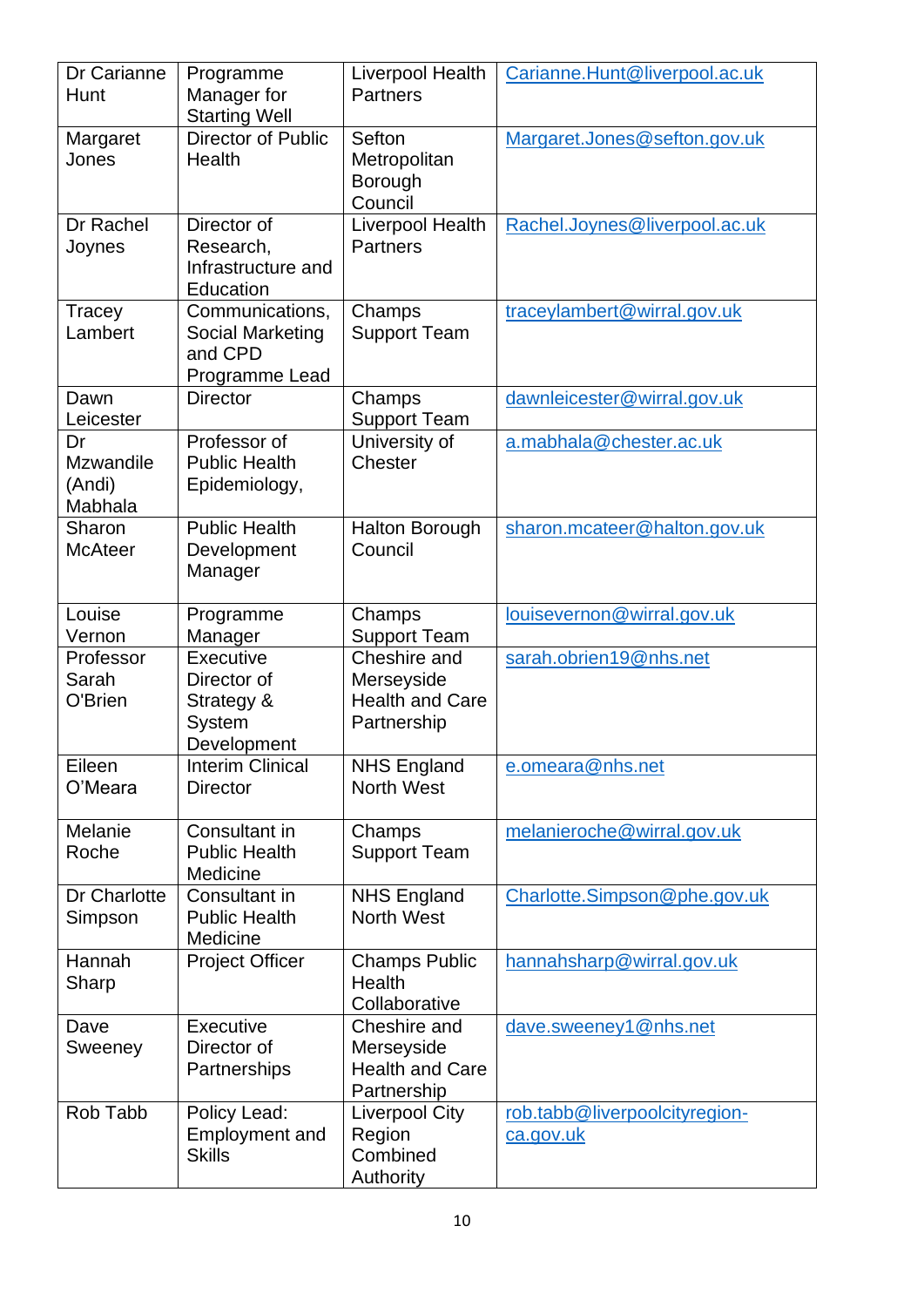| Dr Carianne Hunt | Programme Manager for Starting Well | Liverpool Health Partners | Carianne.Hunt@liverpool.ac.uk |
|---|---|---|---|
| Margaret Jones | Director of Public Health | Sefton Metropolitan Borough Council | Margaret.Jones@sefton.gov.uk |
| Dr Rachel Joynes | Director of Research, Infrastructure and Education | Liverpool Health Partners | Rachel.Joynes@liverpool.ac.uk |
| Tracey Lambert | Communications, Social Marketing and CPD Programme Lead | Champs Support Team | traceylambert@wirral.gov.uk |
| Dawn Leicester | Director | Champs Support Team | dawnleicester@wirral.gov.uk |
| Dr Mzwandile (Andi) Mabhala | Professor of Public Health Epidemiology, | University of Chester | a.mabhala@chester.ac.uk |
| Sharon McAteer | Public Health Development Manager | Halton Borough Council | sharon.mcateer@halton.gov.uk |
| Louise Vernon | Programme Manager | Champs Support Team | louisevernon@wirral.gov.uk |
| Professor Sarah O'Brien | Executive Director of Strategy & System Development | Cheshire and Merseyside Health and Care Partnership | sarah.obrien19@nhs.net |
| Eileen O'Meara | Interim Clinical Director | NHS England North West | e.omeara@nhs.net |
| Melanie Roche | Consultant in Public Health Medicine | Champs Support Team | melanieroche@wirral.gov.uk |
| Dr Charlotte Simpson | Consultant in Public Health Medicine | NHS England North West | Charlotte.Simpson@phe.gov.uk |
| Hannah Sharp | Project Officer | Champs Public Health Collaborative | hannahsharp@wirral.gov.uk |
| Dave Sweeney | Executive Director of Partnerships | Cheshire and Merseyside Health and Care Partnership | dave.sweeney1@nhs.net |
| Rob Tabb | Policy Lead: Employment and Skills | Liverpool City Region Combined Authority | rob.tabb@liverpoolcityregion-ca.gov.uk |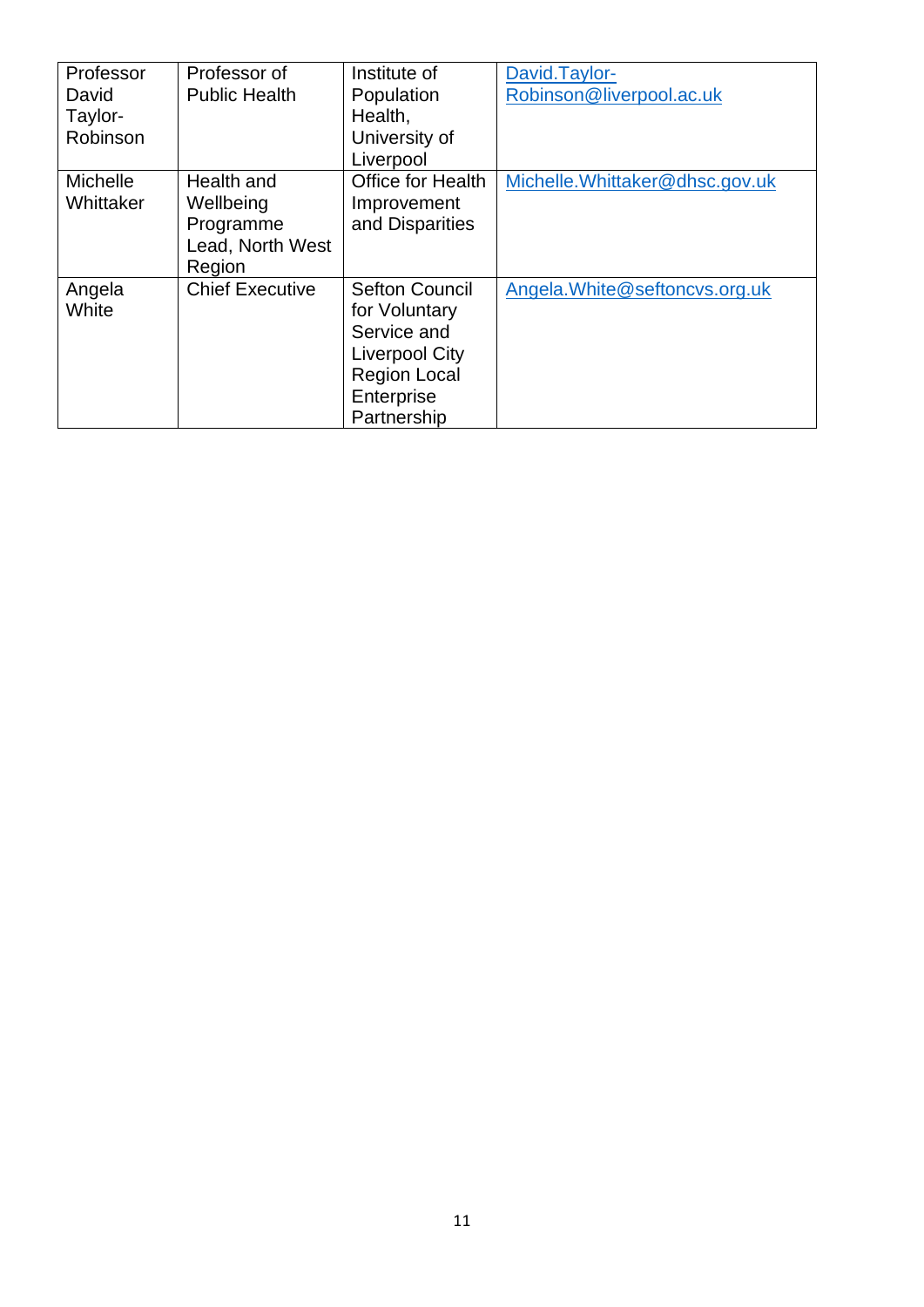| | | | |
|---|---|---|---|
| Professor David Taylor-Robinson | Professor of Public Health | Institute of Population Health, University of Liverpool | David.Taylor-Robinson@liverpool.ac.uk |
| Michelle Whittaker | Health and Wellbeing Programme Lead, North West Region | Office for Health Improvement and Disparities | Michelle.Whittaker@dhsc.gov.uk |
| Angela White | Chief Executive | Sefton Council for Voluntary Service and Liverpool City Region Local Enterprise Partnership | Angela.White@seftoncvs.org.uk |